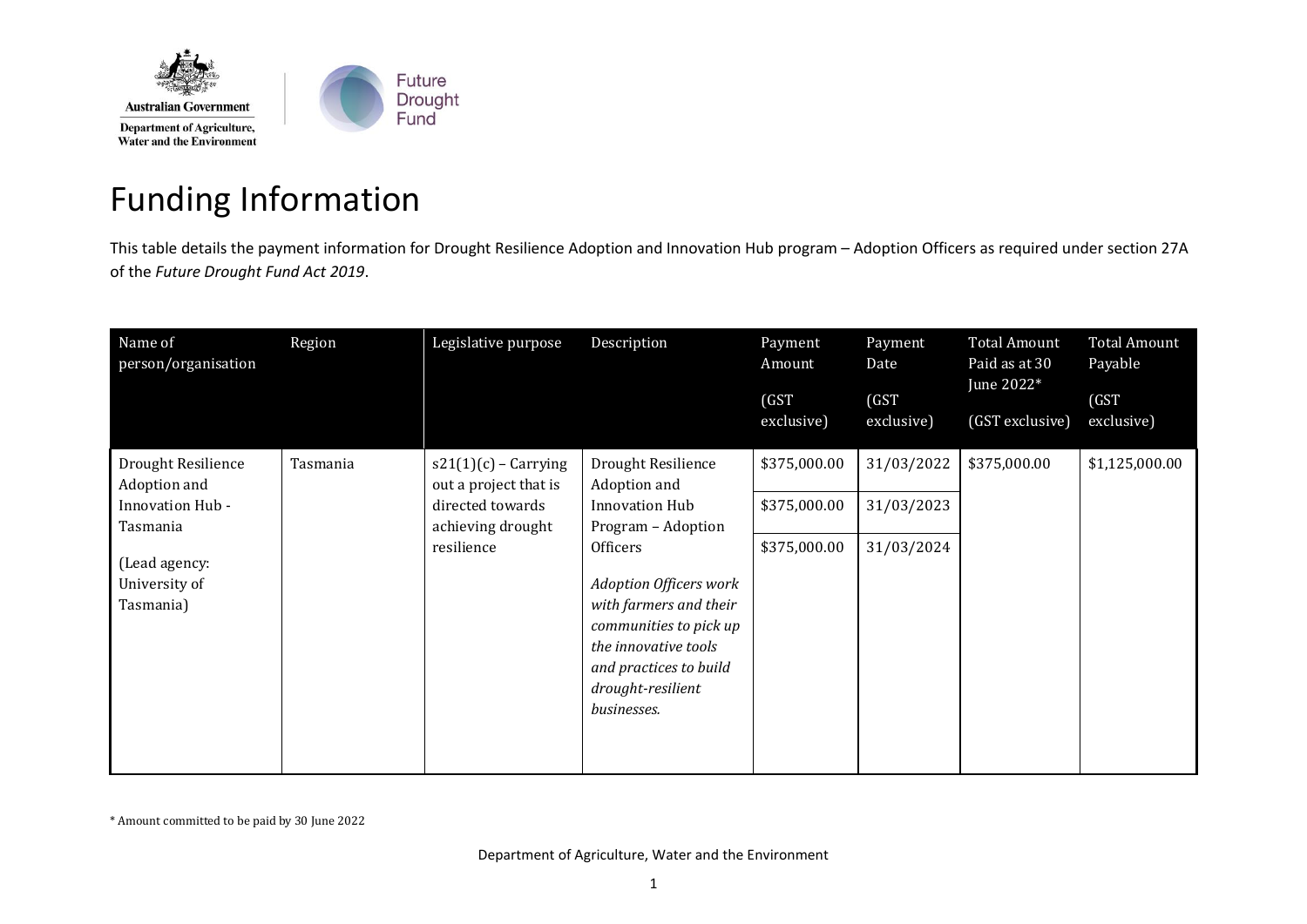# Funding Information

This table details the payment information for Drought Resilience Adoption and Innovation Hub program – Adoption Officers as required under section 27A of the *Future Drought Fund Act 2019*.

| Name of person/organisation | Region | Legislative purpose | Description | Payment Amount (GST exclusive) | Payment Date (GST exclusive) | Total Amount Paid as at 30 June 2022* (GST exclusive) | Total Amount Payable (GST exclusive) |
|---|---|---|---|---|---|---|---|
| Drought Resilience Adoption and Innovation Hub - Tasmania (Lead agency: University of Tasmania) | Tasmania | s21(1)(c) – Carrying out a project that is directed towards achieving drought resilience | Drought Resilience Adoption and Innovation Hub Program – Adoption Officers *Adoption Officers work with farmers and their communities to pick up the innovative tools and practices to build drought-resilient businesses.* | $375,000.00 | 31/03/2022 | $375,000.00 | $1,125,000.00 |
| | | | | $375,000.00 | 31/03/2023 | | |
| | | | | $375,000.00 | 31/03/2024 | | |

\* Amount committed to be paid by 30 June 2022

Department of Agriculture, Water and the Environment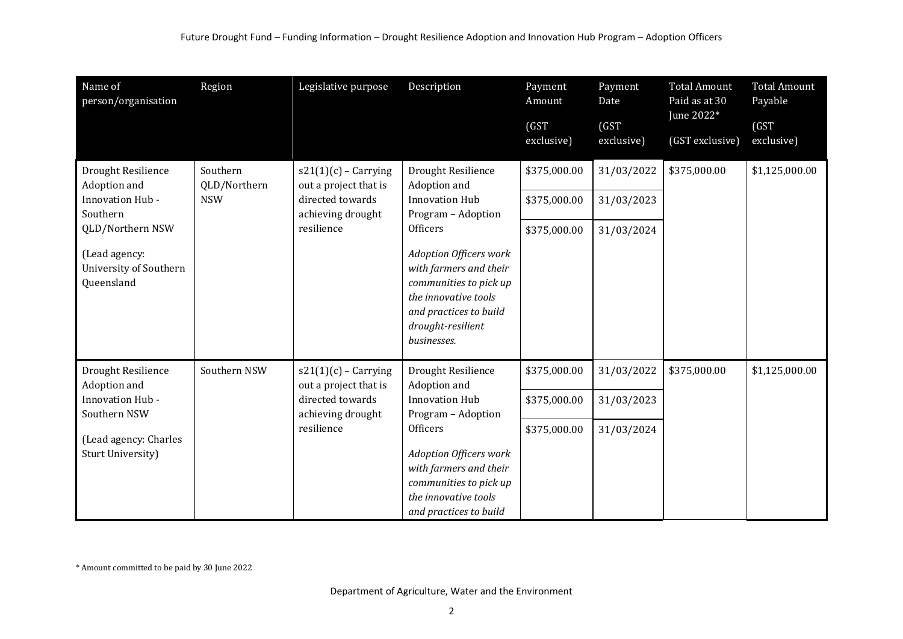| Name of person/organisation | Region | Legislative purpose | Description | Payment Amount (GST exclusive) | Payment Date (GST exclusive) | Total Amount Paid as at 30 June 2022* (GST exclusive) | Total Amount Payable (GST exclusive) |
|---|---|---|---|---|---|---|---|
| Drought Resilience Adoption and Innovation Hub - Southern QLD/Northern NSW (Lead agency: University of Southern Queensland | Southern QLD/Northern NSW | s21(1)(c) – Carrying out a project that is directed towards achieving drought resilience | Drought Resilience Adoption and Innovation Hub Program – Adoption Officers *Adoption Officers work with farmers and their communities to pick up the innovative tools and practices to build drought-resilient businesses.* | \$375,000.00 | 31/03/2022 | \$375,000.00 | \$1,125,000.00 |
| | | | | \$375,000.00 | 31/03/2023 | | |
| | | | | \$375,000.00 | 31/03/2024 | | |
| Drought Resilience Adoption and Innovation Hub - Southern NSW (Lead agency: Charles Sturt University) | Southern NSW | s21(1)(c) – Carrying out a project that is directed towards achieving drought resilience | Drought Resilience Adoption and Innovation Hub Program – Adoption Officers *Adoption Officers work with farmers and their communities to pick up the innovative tools and practices to build* | \$375,000.00 | 31/03/2022 | \$375,000.00 | \$1,125,000.00 |
| | | | | \$375,000.00 | 31/03/2023 | | |
| | | | | \$375,000.00 | 31/03/2024 | | |

\* Amount committed to be paid by 30 June 2022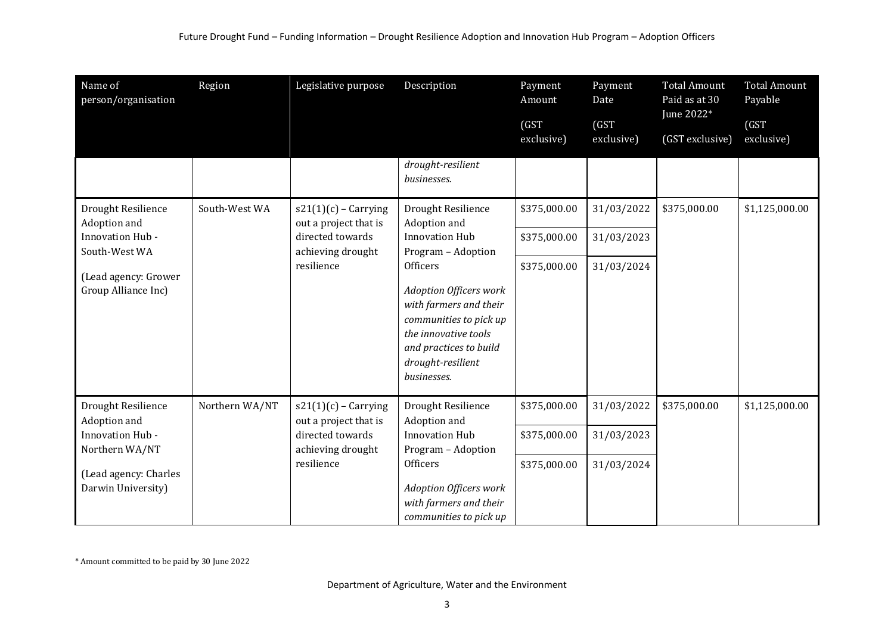| Name of person/organisation | Region | Legislative purpose | Description | Payment Amount (GST exclusive) | Payment Date (GST exclusive) | Total Amount Paid as at 30 June 2022* (GST exclusive) | Total Amount Payable (GST exclusive) |
|---|---|---|---|---|---|---|---|
| | | | *drought-resilient businesses.* | | | | |
| Drought Resilience Adoption and Innovation Hub - South-West WA (Lead agency: Grower Group Alliance Inc) | South-West WA | s21(1)(c) – Carrying out a project that is directed towards achieving drought resilience | Drought Resilience Adoption and Innovation Hub Program – Adoption Officers *Adoption Officers work with farmers and their communities to pick up the innovative tools and practices to build drought-resilient businesses.* | \$375,000.00 | 31/03/2022 | \$375,000.00 | \$1,125,000.00 |
| | | | | \$375,000.00 | 31/03/2023 | | |
| | | | | \$375,000.00 | 31/03/2024 | | |
| Drought Resilience Adoption and Innovation Hub - Northern WA/NT (Lead agency: Charles Darwin University) | Northern WA/NT | s21(1)(c) – Carrying out a project that is directed towards achieving drought resilience | Drought Resilience Adoption and Innovation Hub Program – Adoption Officers *Adoption Officers work with farmers and their communities to pick up* | \$375,000.00 | 31/03/2022 | \$375,000.00 | \$1,125,000.00 |
| | | | | \$375,000.00 | 31/03/2023 | | |
| | | | | \$375,000.00 | 31/03/2024 | | |

\* Amount committed to be paid by 30 June 2022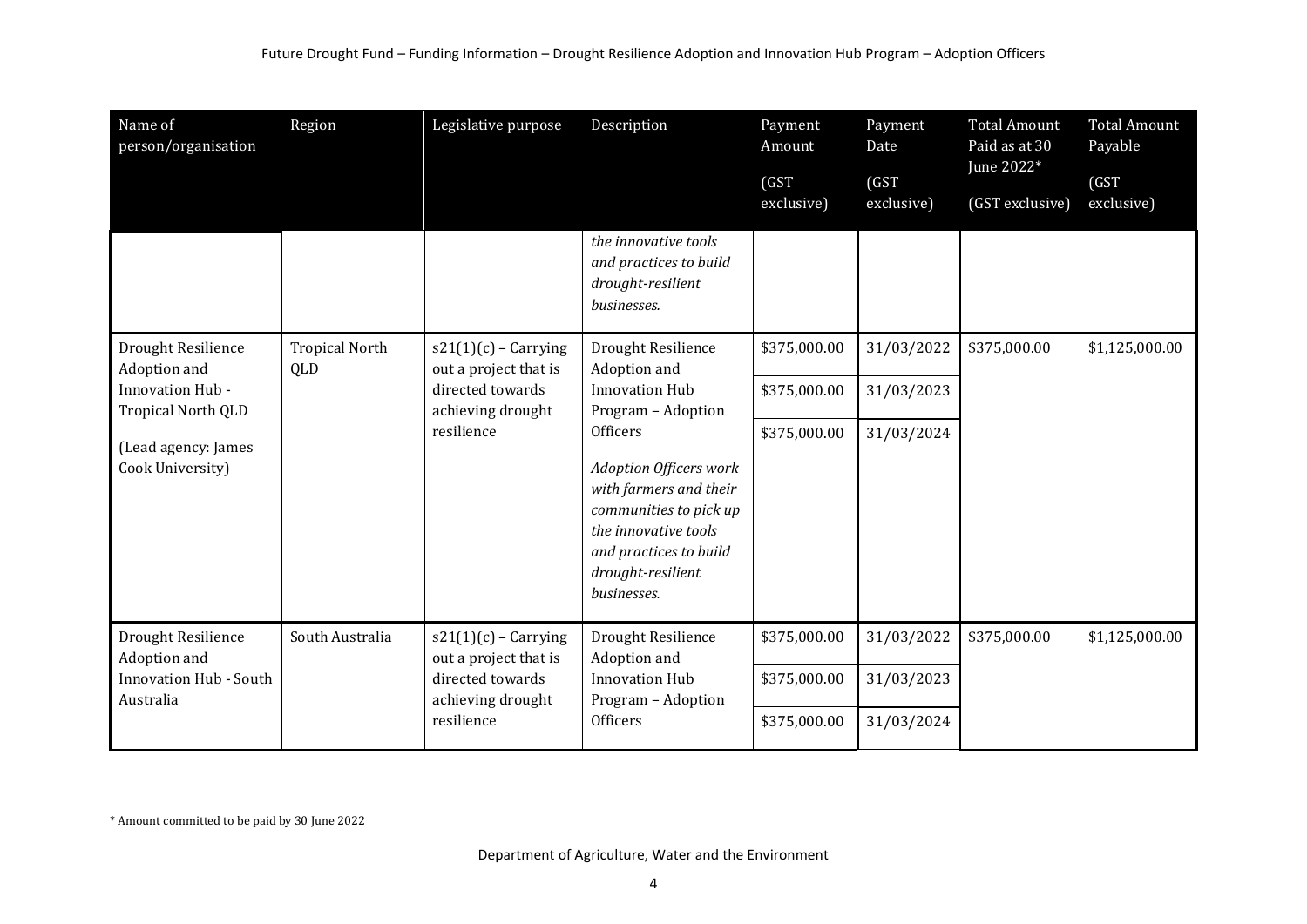| Name of person/organisation | Region | Legislative purpose | Description | Payment Amount (GST exclusive) | Payment Date (GST exclusive) | Total Amount Paid as at 30 June 2022* (GST exclusive) | Total Amount Payable (GST exclusive) |
|---|---|---|---|---|---|---|---|
| | | | *the innovative tools and practices to build drought-resilient businesses.* | | | | |
| Drought Resilience Adoption and Innovation Hub - Tropical North QLD (Lead agency: James Cook University) | Tropical North QLD | s21(1)(c) – Carrying out a project that is directed towards achieving drought resilience | Drought Resilience Adoption and Innovation Hub Program – Adoption Officers *Adoption Officers work with farmers and their communities to pick up the innovative tools and practices to build drought-resilient businesses.* | $375,000.00 | 31/03/2022 | $375,000.00 | $1,125,000.00 |
| | | | | $375,000.00 | 31/03/2023 | | |
| | | | | $375,000.00 | 31/03/2024 | | |
| Drought Resilience Adoption and Innovation Hub - South Australia | South Australia | s21(1)(c) – Carrying out a project that is directed towards achieving drought resilience | Drought Resilience Adoption and Innovation Hub Program – Adoption Officers | $375,000.00 | 31/03/2022 | $375,000.00 | $1,125,000.00 |
| | | | | $375,000.00 | 31/03/2023 | | |
| | | | | $375,000.00 | 31/03/2024 | | |

\* Amount committed to be paid by 30 June 2022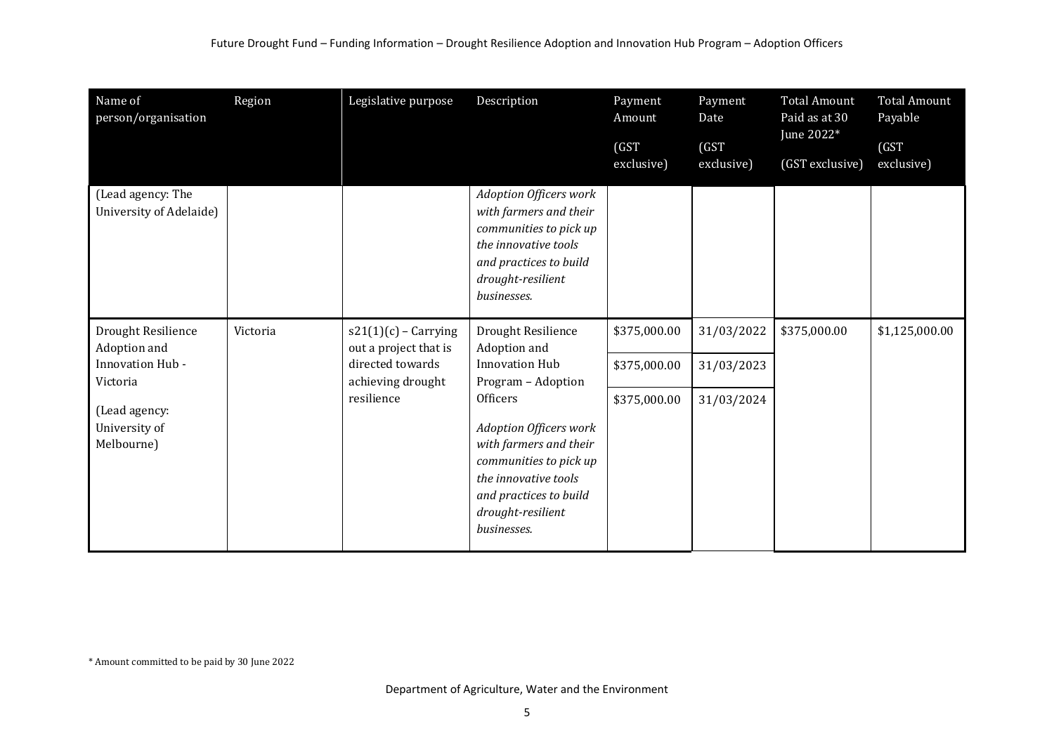| Name of person/organisation | Region | Legislative purpose | Description | Payment Amount (GST exclusive) | Payment Date (GST exclusive) | Total Amount Paid as at 30 June 2022* (GST exclusive) | Total Amount Payable (GST exclusive) |
|---|---|---|---|---|---|---|---|
| (Lead agency: The University of Adelaide) | | | *Adoption Officers work with farmers and their communities to pick up the innovative tools and practices to build drought-resilient businesses.* | | | | |
| Drought Resilience Adoption and Innovation Hub - Victoria (Lead agency: University of Melbourne) | Victoria | s21(1)(c) – Carrying out a project that is directed towards achieving drought resilience | Drought Resilience Adoption and Innovation Hub Program – Adoption Officers *Adoption Officers work with farmers and their communities to pick up the innovative tools and practices to build drought-resilient businesses.* | $375,000.00 | 31/03/2022 | $375,000.00 | $1,125,000.00 |
| | | | | $375,000.00 | 31/03/2023 | | |
| | | | | $375,000.00 | 31/03/2024 | | |

* Amount committed to be paid by 30 June 2022